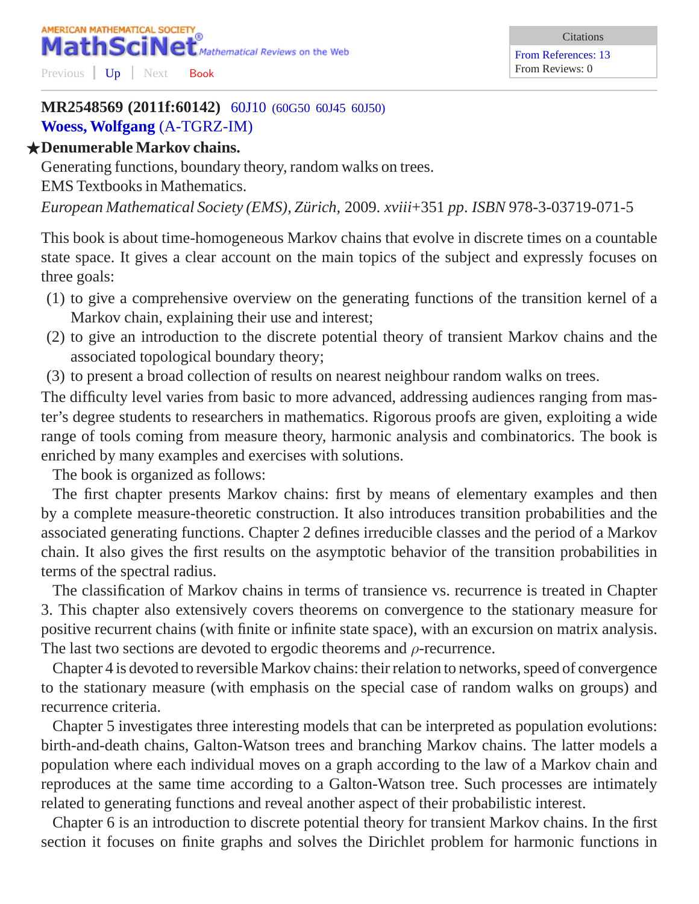AMERICAN MATHEMATICAL SOCIETY
**MathSciNet** *Mathematical Reviews on the Web*

Previous | Up | Next Book

Citations
From References: 13
From Reviews: 0

**MR2548569 (2011f:60142)** 60J10 (60G50 60J45 60J50)
**Woess, Wolfgang** (A-TGRZ-IM)

★**Denumerable Markov chains.**
Generating functions, boundary theory, random walks on trees.
EMS Textbooks in Mathematics.
*European Mathematical Society (EMS), Zürich,* 2009. *xviii*+351 *pp. ISBN* 978-3-03719-071-5

This book is about time-homogeneous Markov chains that evolve in discrete times on a countable state space. It gives a clear account on the main topics of the subject and expressly focuses on three goals:

(1) to give a comprehensive overview on the generating functions of the transition kernel of a Markov chain, explaining their use and interest;
(2) to give an introduction to the discrete potential theory of transient Markov chains and the associated topological boundary theory;
(3) to present a broad collection of results on nearest neighbour random walks on trees.

The difficulty level varies from basic to more advanced, addressing audiences ranging from master's degree students to researchers in mathematics. Rigorous proofs are given, exploiting a wide range of tools coming from measure theory, harmonic analysis and combinatorics. The book is enriched by many examples and exercises with solutions.

The book is organized as follows:

The first chapter presents Markov chains: first by means of elementary examples and then by a complete measure-theoretic construction. It also introduces transition probabilities and the associated generating functions. Chapter 2 defines irreducible classes and the period of a Markov chain. It also gives the first results on the asymptotic behavior of the transition probabilities in terms of the spectral radius.

The classification of Markov chains in terms of transience vs. recurrence is treated in Chapter 3. This chapter also extensively covers theorems on convergence to the stationary measure for positive recurrent chains (with finite or infinite state space), with an excursion on matrix analysis. The last two sections are devoted to ergodic theorems and $\rho$-recurrence.

Chapter 4 is devoted to reversible Markov chains: their relation to networks, speed of convergence to the stationary measure (with emphasis on the special case of random walks on groups) and recurrence criteria.

Chapter 5 investigates three interesting models that can be interpreted as population evolutions: birth-and-death chains, Galton-Watson trees and branching Markov chains. The latter models a population where each individual moves on a graph according to the law of a Markov chain and reproduces at the same time according to a Galton-Watson tree. Such processes are intimately related to generating functions and reveal another aspect of their probabilistic interest.

Chapter 6 is an introduction to discrete potential theory for transient Markov chains. In the first section it focuses on finite graphs and solves the Dirichlet problem for harmonic functions in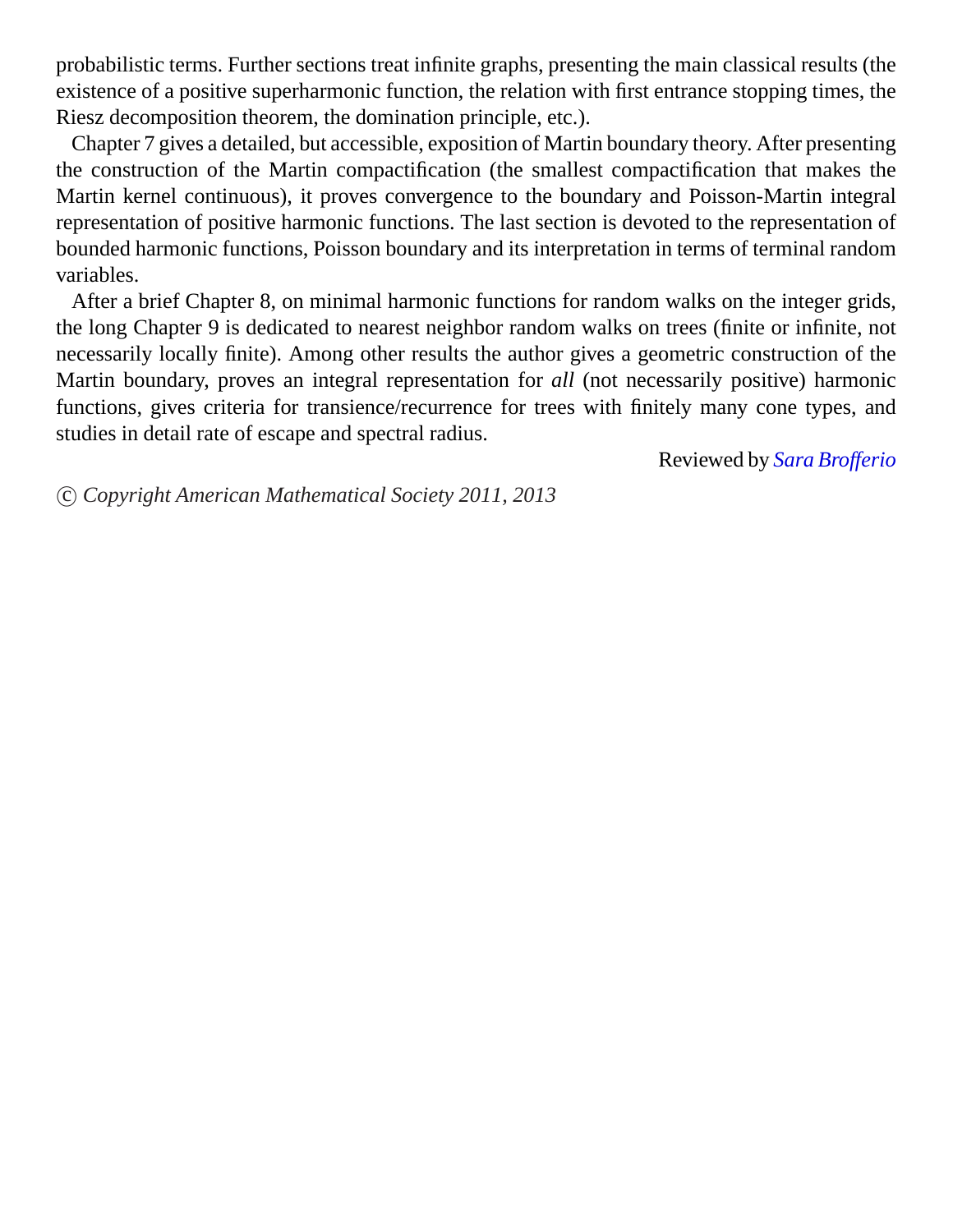probabilistic terms. Further sections treat infinite graphs, presenting the main classical results (the existence of a positive superharmonic function, the relation with first entrance stopping times, the Riesz decomposition theorem, the domination principle, etc.).

Chapter 7 gives a detailed, but accessible, exposition of Martin boundary theory. After presenting the construction of the Martin compactification (the smallest compactification that makes the Martin kernel continuous), it proves convergence to the boundary and Poisson-Martin integral representation of positive harmonic functions. The last section is devoted to the representation of bounded harmonic functions, Poisson boundary and its interpretation in terms of terminal random variables.

After a brief Chapter 8, on minimal harmonic functions for random walks on the integer grids, the long Chapter 9 is dedicated to nearest neighbor random walks on trees (finite or infinite, not necessarily locally finite). Among other results the author gives a geometric construction of the Martin boundary, proves an integral representation for *all* (not necessarily positive) harmonic functions, gives criteria for transience/recurrence for trees with finitely many cone types, and studies in detail rate of escape and spectral radius.

Reviewed by *Sara Brofferio*

© *Copyright American Mathematical Society 2011, 2013*